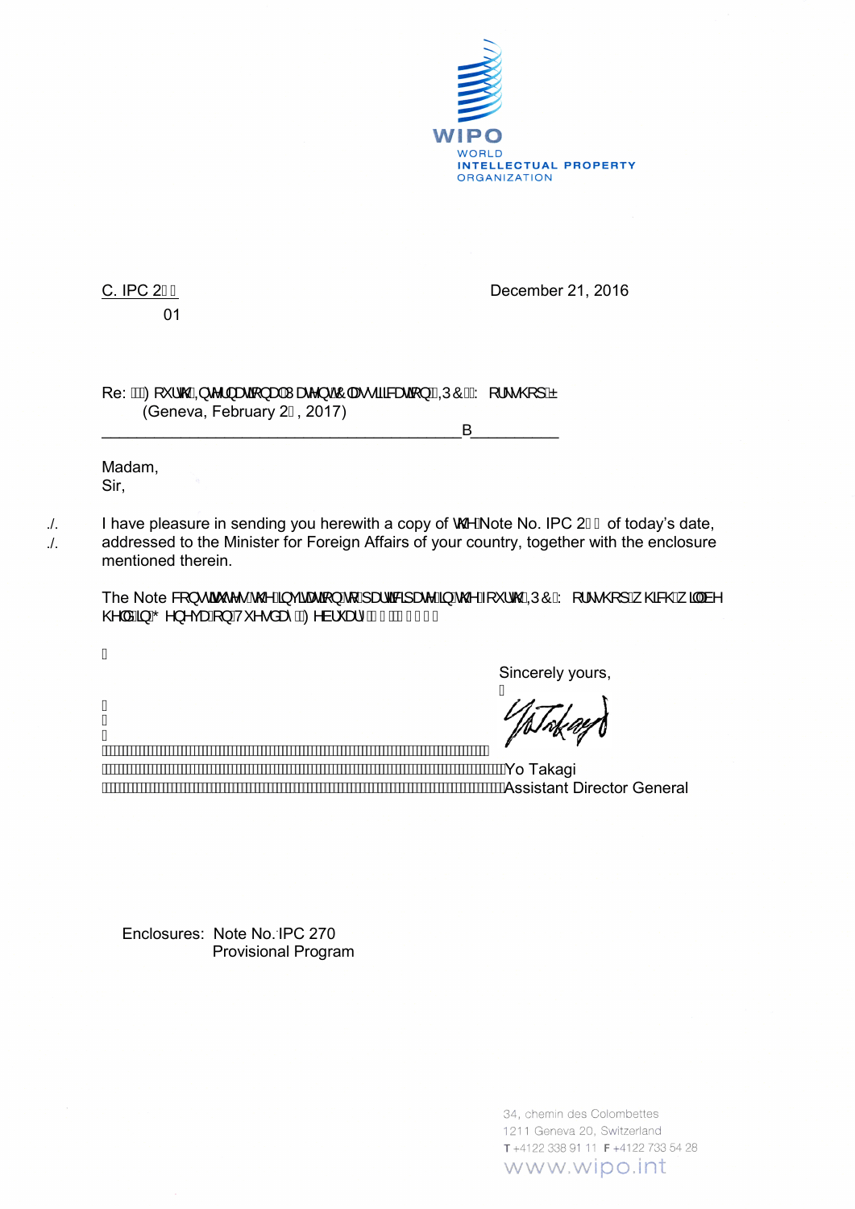C. IPC 2▯▯
01

December 21, 2016

Re: ▯▯) RXUWK,QWHUQDWLRQDO3DWHQW&ODVVLILFDWLRQ,3&▯▯: RUNVKRS±
(Geneva, February 2▯, 2017)

Madam,
Sir,

./. ./. I have pleasure in sending you herewith a copy of WKH Note No. IPC 2▯▯ of today's date, addressed to the Minister for Foreign Affairs of your country, together with the enclosure mentioned therein.

The Note FRQVWLWXWHV WKH LQYLWDWLRQ WR SDUWLFLSDWH LQ WKH IRXUWK ,3& : RUNVKRS ZKLFK ZLOO EH KHOG LQ * HQHYD RQ 7XHVGD\ ▯▯) HEUXDU\ ▯▯ ▯▯▯▯▯

Sincerely yours,

Yo Takagi
Assistant Director General

Enclosures: Note No. IPC 270
Provisional Program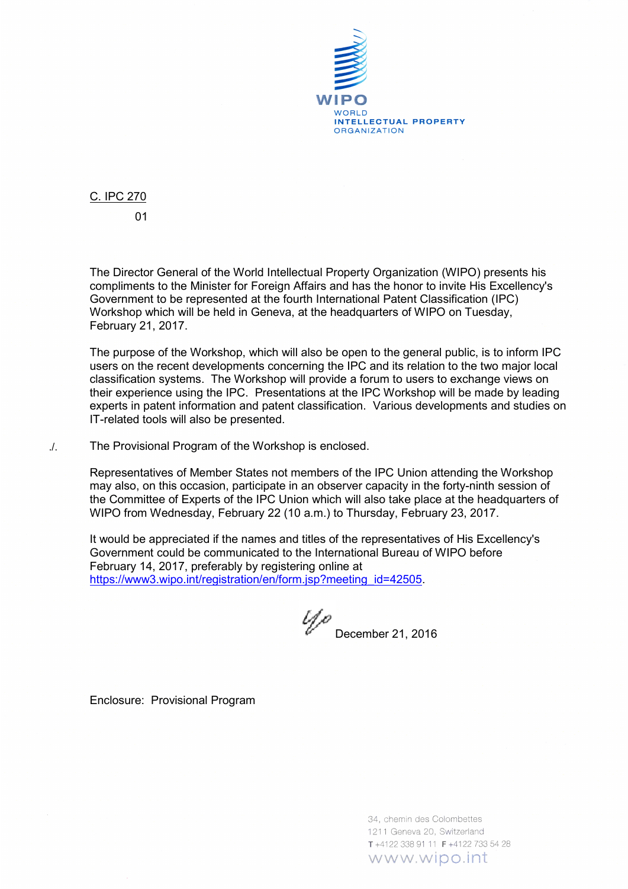WIPO
WORLD
INTELLECTUAL PROPERTY
ORGANIZATION

C. IPC 270

01

The Director General of the World Intellectual Property Organization (WIPO) presents his compliments to the Minister for Foreign Affairs and has the honor to invite His Excellency's Government to be represented at the fourth International Patent Classification (IPC) Workshop which will be held in Geneva, at the headquarters of WIPO on Tuesday, February 21, 2017.

The purpose of the Workshop, which will also be open to the general public, is to inform IPC users on the recent developments concerning the IPC and its relation to the two major local classification systems. The Workshop will provide a forum to users to exchange views on their experience using the IPC. Presentations at the IPC Workshop will be made by leading experts in patent information and patent classification. Various developments and studies on IT-related tools will also be presented.

./. The Provisional Program of the Workshop is enclosed.

Representatives of Member States not members of the IPC Union attending the Workshop may also, on this occasion, participate in an observer capacity in the forty-ninth session of the Committee of Experts of the IPC Union which will also take place at the headquarters of WIPO from Wednesday, February 22 (10 a.m.) to Thursday, February 23, 2017.

It would be appreciated if the names and titles of the representatives of His Excellency's Government could be communicated to the International Bureau of WIPO before February 14, 2017, preferably by registering online at https://www3.wipo.int/registration/en/form.jsp?meeting_id=42505.

December 21, 2016

Enclosure: Provisional Program

34, chemin des Colombettes
1211 Geneva 20, Switzerland
T +4122 338 91 11 F +4122 733 54 28
www.wipo.int